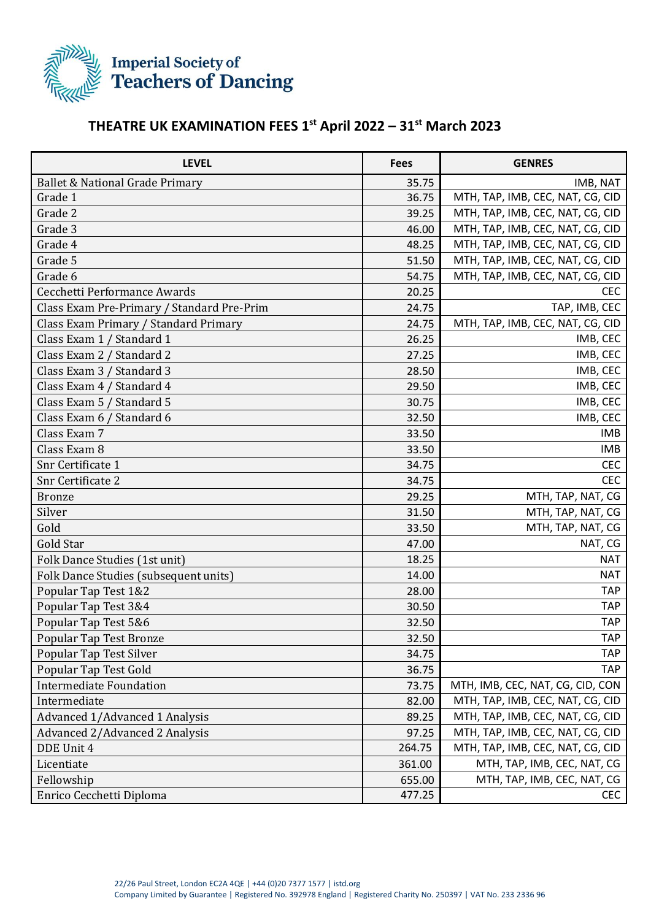Imperial Society of Teachers of Dancing

## THEATRE UK EXAMINATION FEES 1st April 2022 – 31st March 2023

| LEVEL | Fees | GENRES |
|---|---|---|
| Ballet & National Grade Primary | 35.75 | IMB, NAT |
| Grade 1 | 36.75 | MTH, TAP, IMB, CEC, NAT, CG, CID |
| Grade 2 | 39.25 | MTH, TAP, IMB, CEC, NAT, CG, CID |
| Grade 3 | 46.00 | MTH, TAP, IMB, CEC, NAT, CG, CID |
| Grade 4 | 48.25 | MTH, TAP, IMB, CEC, NAT, CG, CID |
| Grade 5 | 51.50 | MTH, TAP, IMB, CEC, NAT, CG, CID |
| Grade 6 | 54.75 | MTH, TAP, IMB, CEC, NAT, CG, CID |
| Cecchetti Performance Awards | 20.25 | CEC |
| Class Exam Pre-Primary / Standard Pre-Prim | 24.75 | TAP, IMB, CEC |
| Class Exam Primary / Standard Primary | 24.75 | MTH, TAP, IMB, CEC, NAT, CG, CID |
| Class Exam 1 / Standard 1 | 26.25 | IMB, CEC |
| Class Exam 2 / Standard 2 | 27.25 | IMB, CEC |
| Class Exam 3 / Standard 3 | 28.50 | IMB, CEC |
| Class Exam 4 / Standard 4 | 29.50 | IMB, CEC |
| Class Exam 5 / Standard 5 | 30.75 | IMB, CEC |
| Class Exam 6 / Standard 6 | 32.50 | IMB, CEC |
| Class Exam 7 | 33.50 | IMB |
| Class Exam 8 | 33.50 | IMB |
| Snr Certificate 1 | 34.75 | CEC |
| Snr Certificate 2 | 34.75 | CEC |
| Bronze | 29.25 | MTH, TAP, NAT, CG |
| Silver | 31.50 | MTH, TAP, NAT, CG |
| Gold | 33.50 | MTH, TAP, NAT, CG |
| Gold Star | 47.00 | NAT, CG |
| Folk Dance Studies (1st unit) | 18.25 | NAT |
| Folk Dance Studies (subsequent units) | 14.00 | NAT |
| Popular Tap Test 1&2 | 28.00 | TAP |
| Popular Tap Test 3&4 | 30.50 | TAP |
| Popular Tap Test 5&6 | 32.50 | TAP |
| Popular Tap Test Bronze | 32.50 | TAP |
| Popular Tap Test Silver | 34.75 | TAP |
| Popular Tap Test Gold | 36.75 | TAP |
| Intermediate Foundation | 73.75 | MTH, IMB, CEC, NAT, CG, CID, CON |
| Intermediate | 82.00 | MTH, TAP, IMB, CEC, NAT, CG, CID |
| Advanced 1/Advanced 1 Analysis | 89.25 | MTH, TAP, IMB, CEC, NAT, CG, CID |
| Advanced 2/Advanced 2 Analysis | 97.25 | MTH, TAP, IMB, CEC, NAT, CG, CID |
| DDE Unit 4 | 264.75 | MTH, TAP, IMB, CEC, NAT, CG, CID |
| Licentiate | 361.00 | MTH, TAP, IMB, CEC, NAT, CG |
| Fellowship | 655.00 | MTH, TAP, IMB, CEC, NAT, CG |
| Enrico Cecchetti Diploma | 477.25 | CEC |

22/26 Paul Street, London EC2A 4QE | +44 (0)20 7377 1577 | istd.org
Company Limited by Guarantee | Registered No. 392978 England | Registered Charity No. 250397 | VAT No. 233 2336 96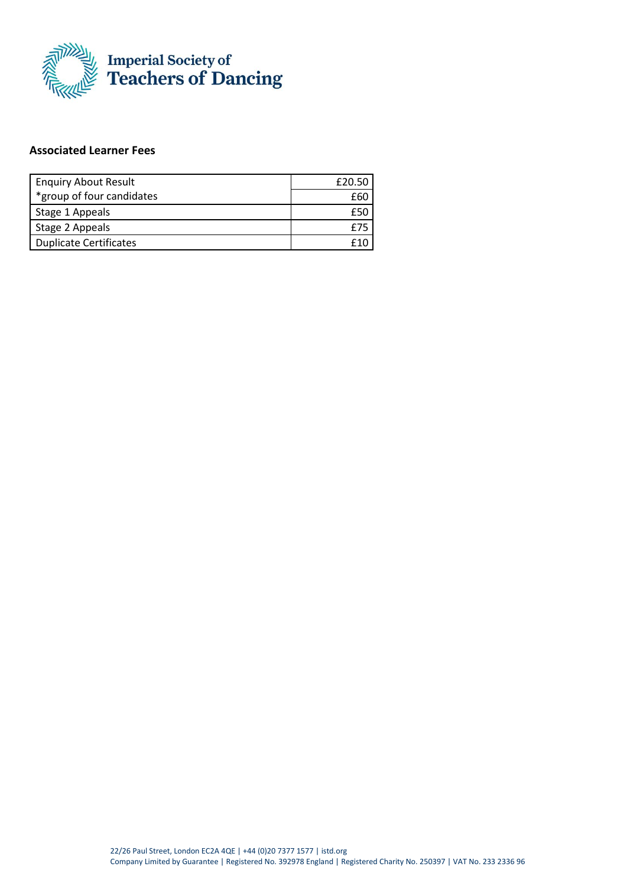Imperial Society of Teachers of Dancing

**Associated Learner Fees**

| | |
|---|---|
| Enquiry About Result | £20.50 |
| *group of four candidates | £60 |
| Stage 1 Appeals | £50 |
| Stage 2 Appeals | £75 |
| Duplicate Certificates | £10 |

22/26 Paul Street, London EC2A 4QE | +44 (0)20 7377 1577 | istd.org
Company Limited by Guarantee | Registered No. 392978 England | Registered Charity No. 250397 | VAT No. 233 2336 96